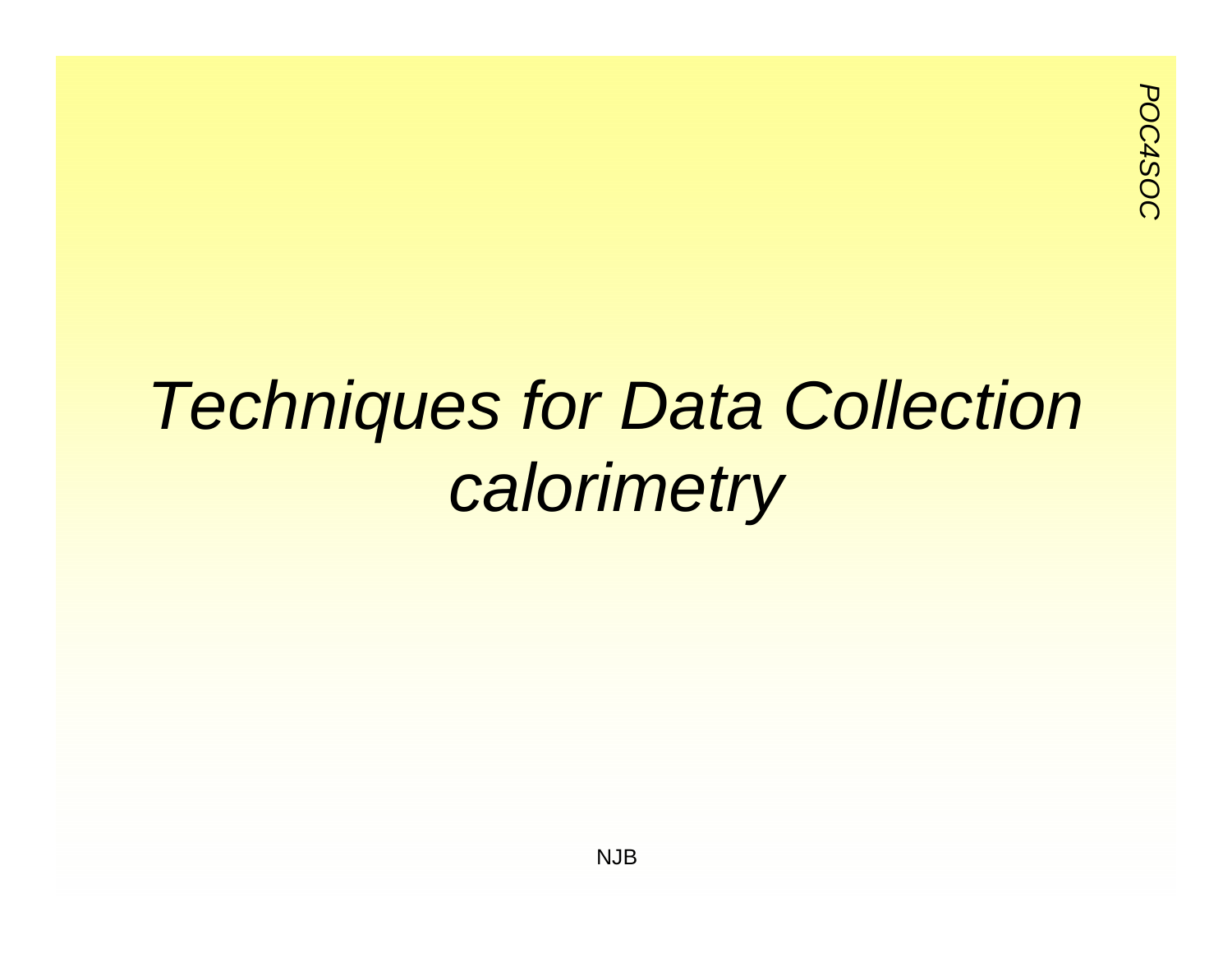# *Techniques for Data Collection calorimetry*

NJB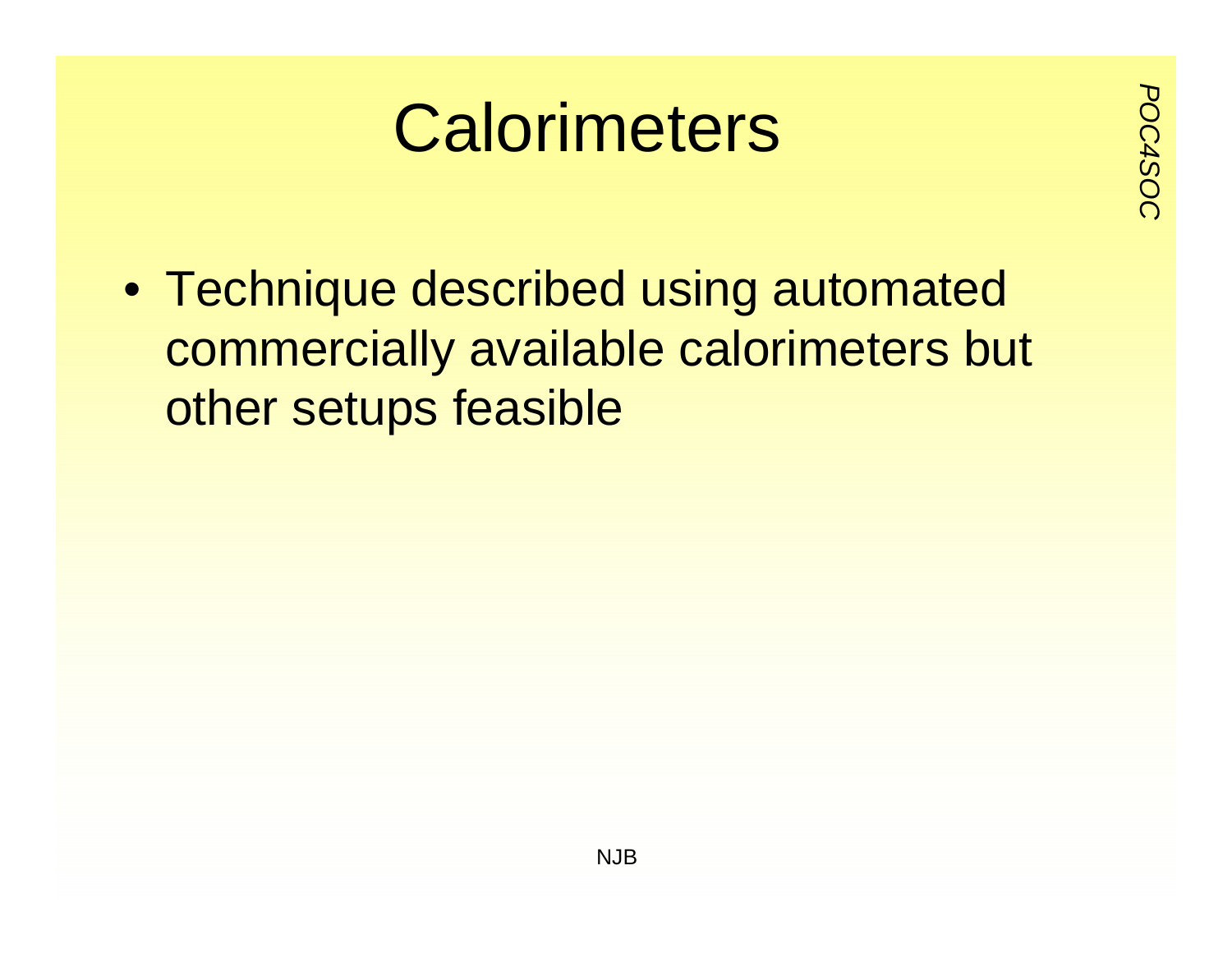# Calorimeters

- Technique described using automated commercially available calorimeters but other setups feasible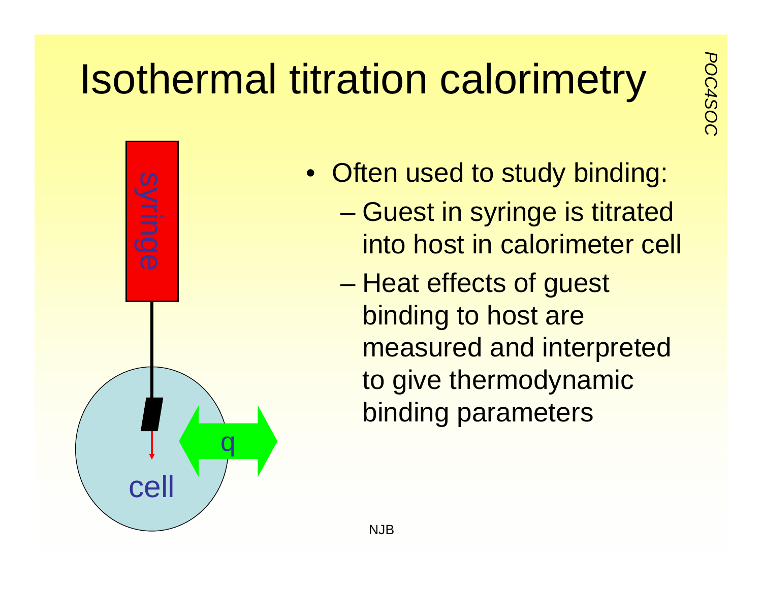# Isothermal titration calorimetry

- Often used to study binding:
  - Guest in syringe is titrated into host in calorimeter cell
  - Heat effects of guest binding to host are measured and interpreted to give thermodynamic binding parameters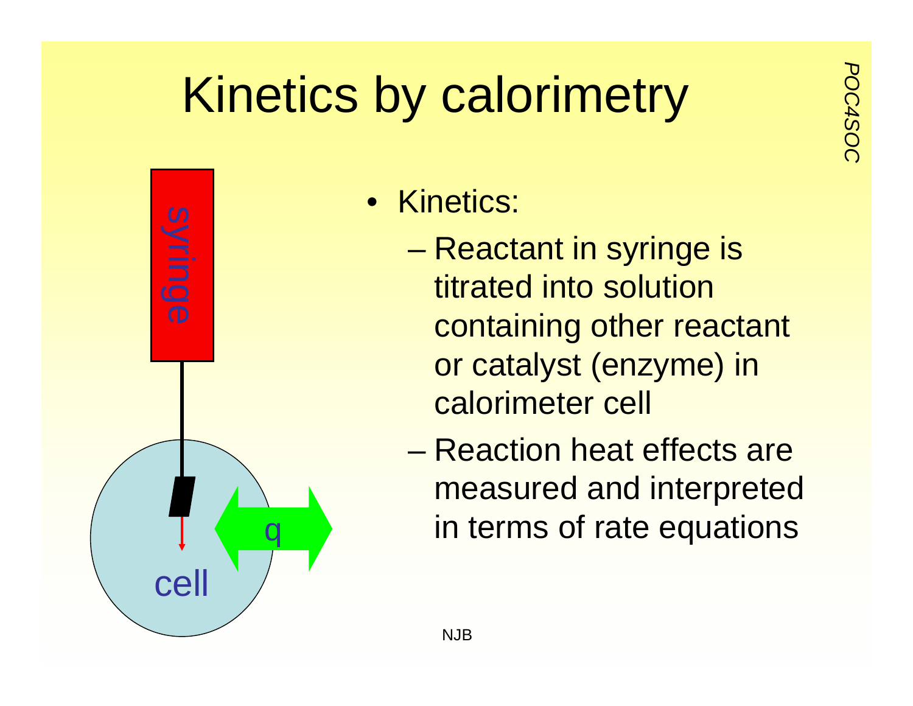# Kinetics by calorimetry

- Kinetics:
  - Reactant in syringe is titrated into solution containing other reactant or catalyst (enzyme) in calorimeter cell
  - Reaction heat effects are measured and interpreted in terms of rate equations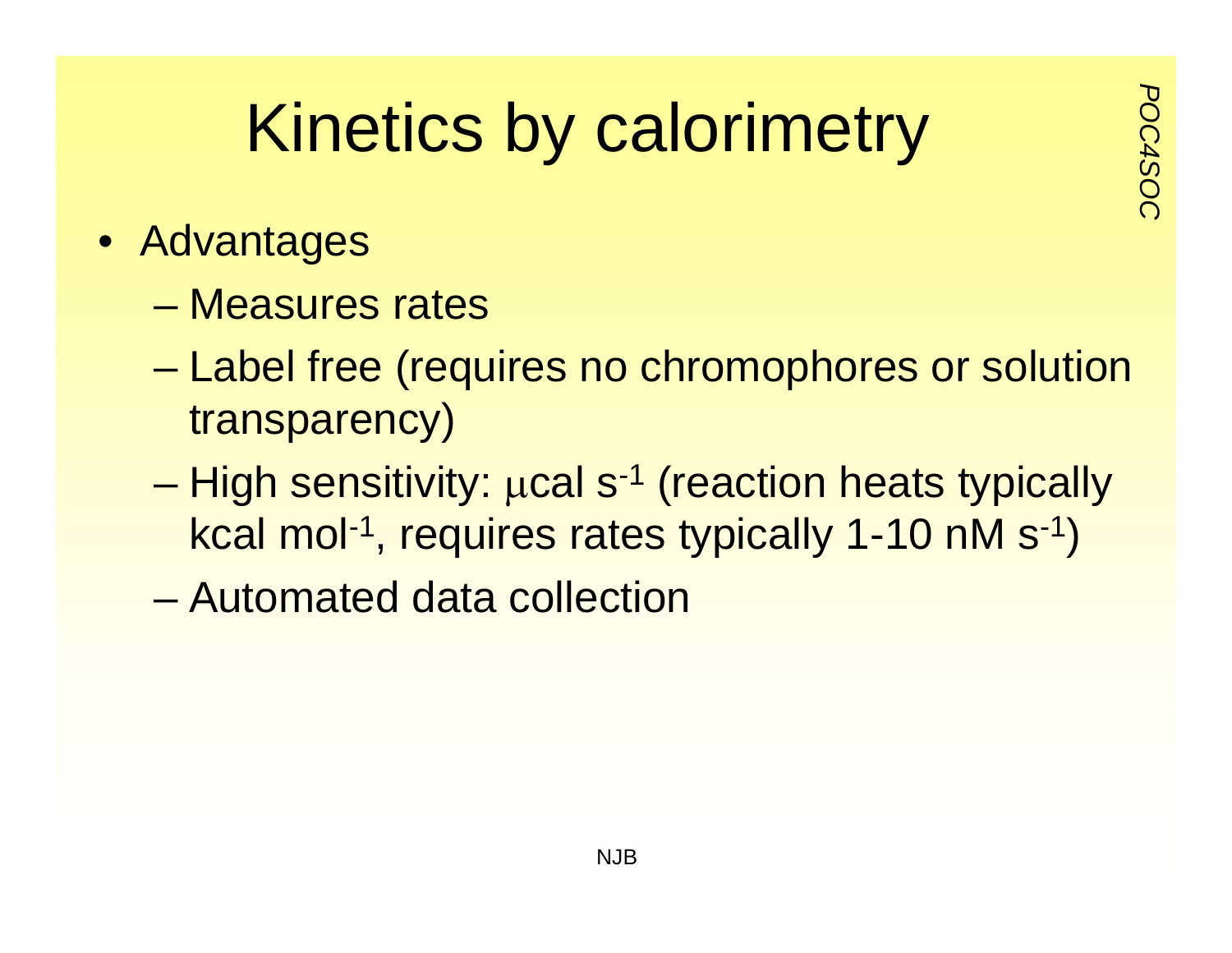# Kinetics by calorimetry

- Advantages
  - Measures rates
  - Label free (requires no chromophores or solution transparency)
  - High sensitivity: $\mu$cal $s^{-1}$ (reaction heats typically kcal $mol^{-1}$, requires rates typically 1-10 nM $s^{-1}$)
  - Automated data collection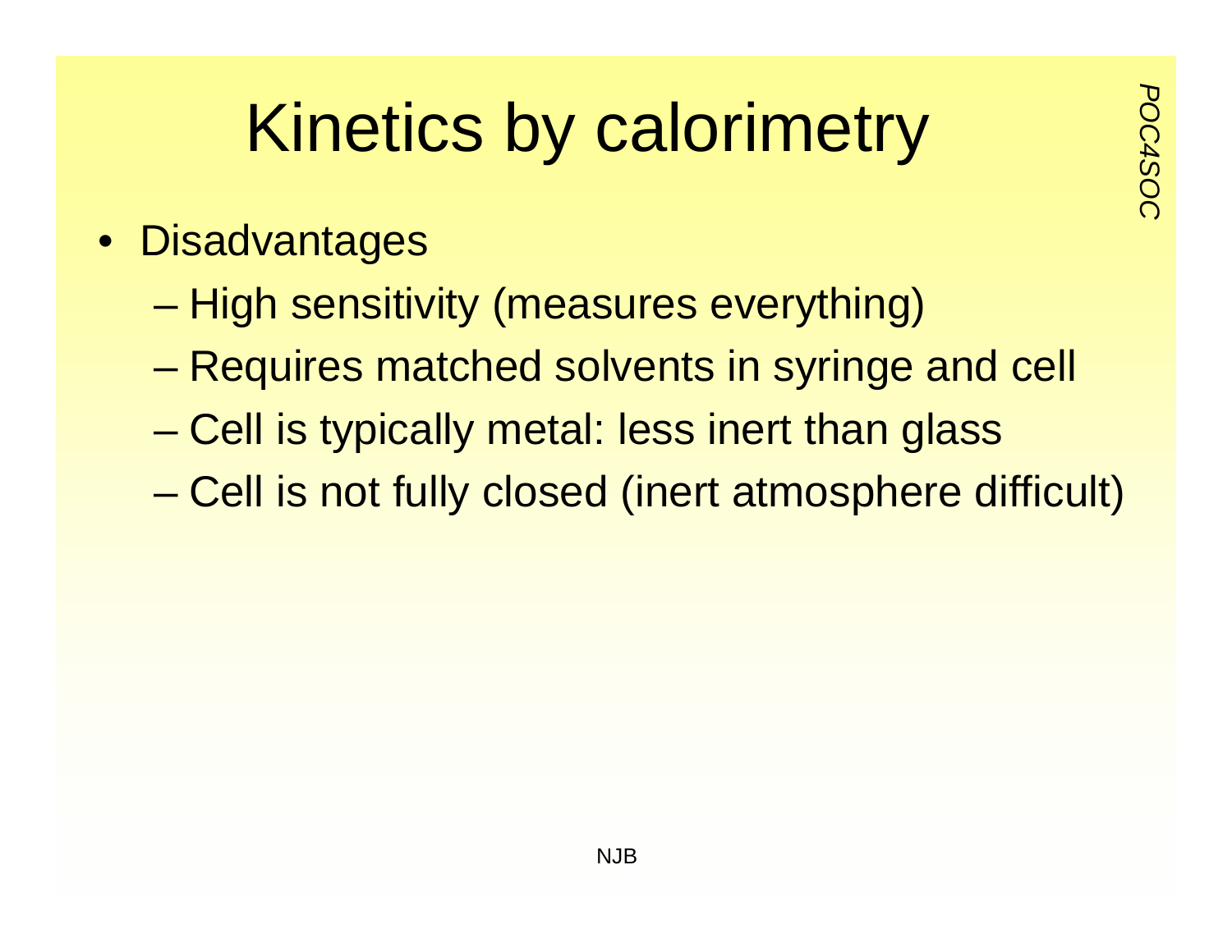# Kinetics by calorimetry

- Disadvantages
  - High sensitivity (measures everything)
  - Requires matched solvents in syringe and cell
  - Cell is typically metal: less inert than glass
  - Cell is not fully closed (inert atmosphere difficult)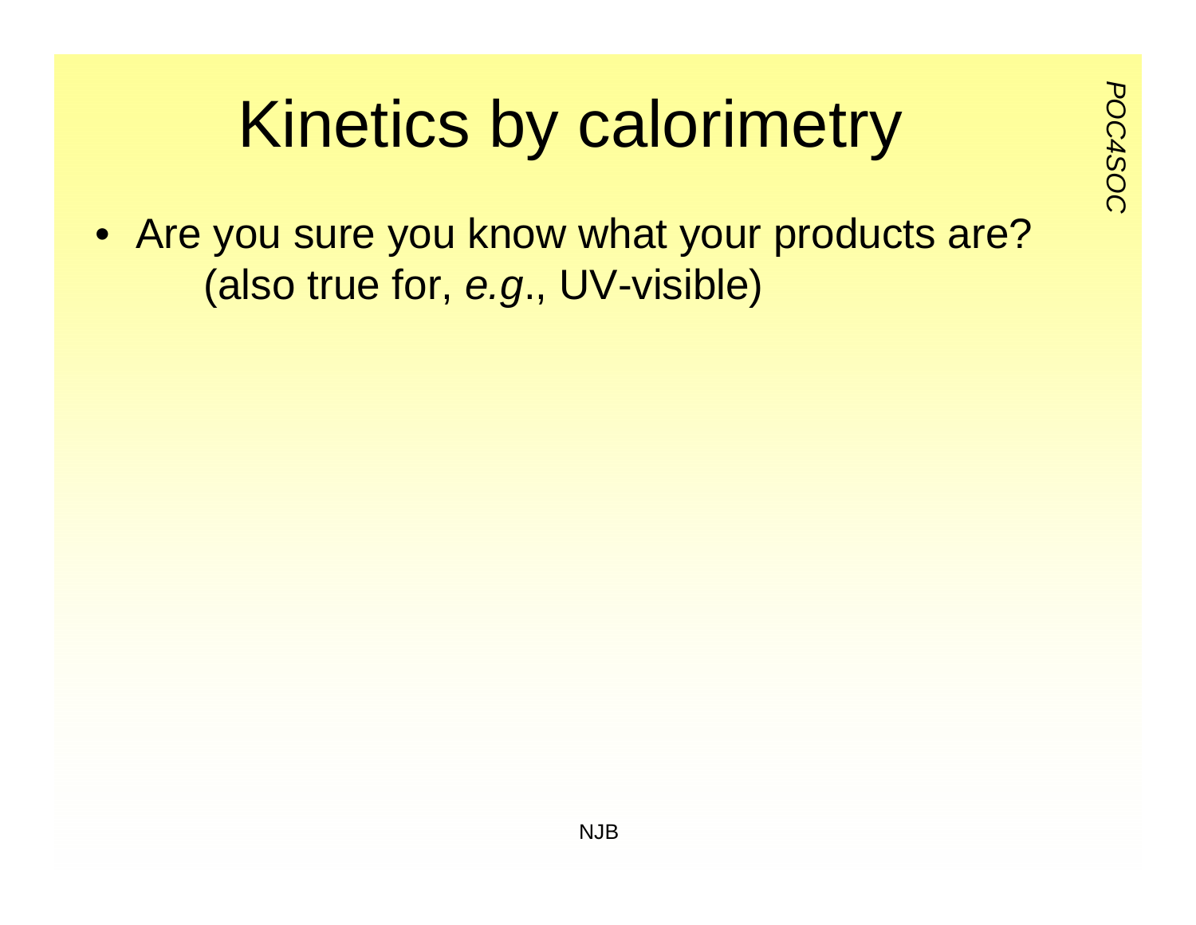# Kinetics by calorimetry

- Are you sure you know what your products are?
  (also true for, *e.g*., UV-visible)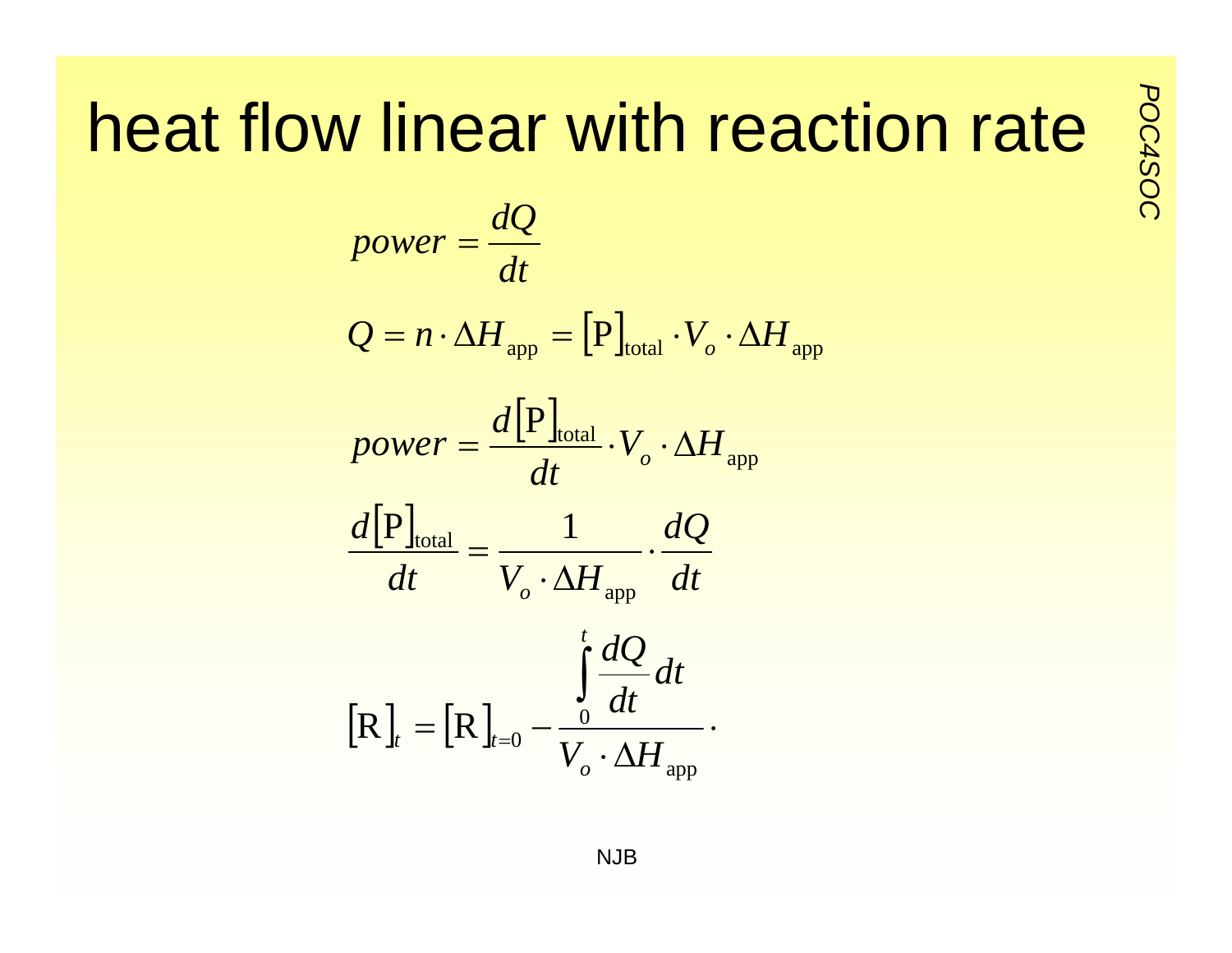# heat flow linear with reaction rate

$$power = \frac{dQ}{dt}$$

$$Q = n \cdot \Delta H_{\text{app}} = [\text{P}]_{\text{total}} \cdot V_o \cdot \Delta H_{\text{app}}$$

$$power = \frac{d[\text{P}]_{\text{total}}}{dt} \cdot V_o \cdot \Delta H_{\text{app}}$$

$$\frac{d[\text{P}]_{\text{total}}}{dt} = \frac{1}{V_o \cdot \Delta H_{\text{app}}} \cdot \frac{dQ}{dt}$$

$$[\text{R}]_t = [\text{R}]_{t=0} - \frac{\int_0^t \frac{dQ}{dt} dt}{V_o \cdot \Delta H_{\text{app}}} \cdot$$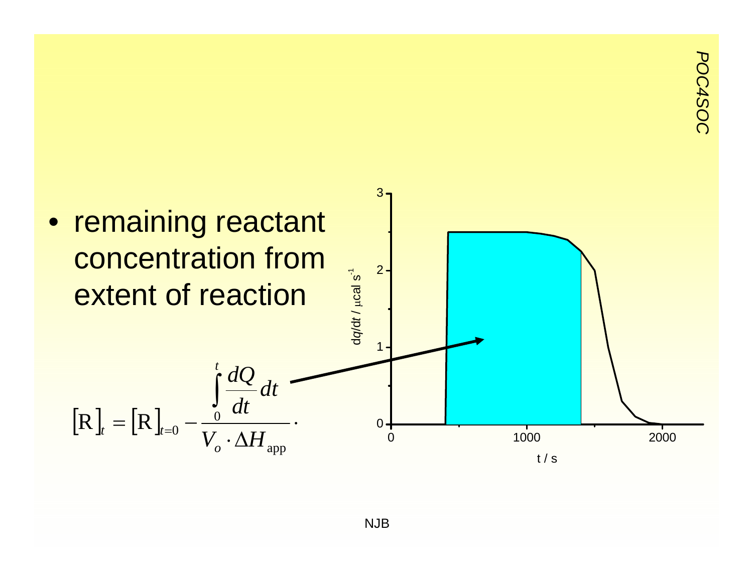- remaining reactant concentration from extent of reaction

$$[\mathrm{R}]_t = [\mathrm{R}]_{t=0} - \frac{\int_0^t \frac{dQ}{dt}\,dt}{V_o \cdot \Delta H_{\mathrm{app}}}.$$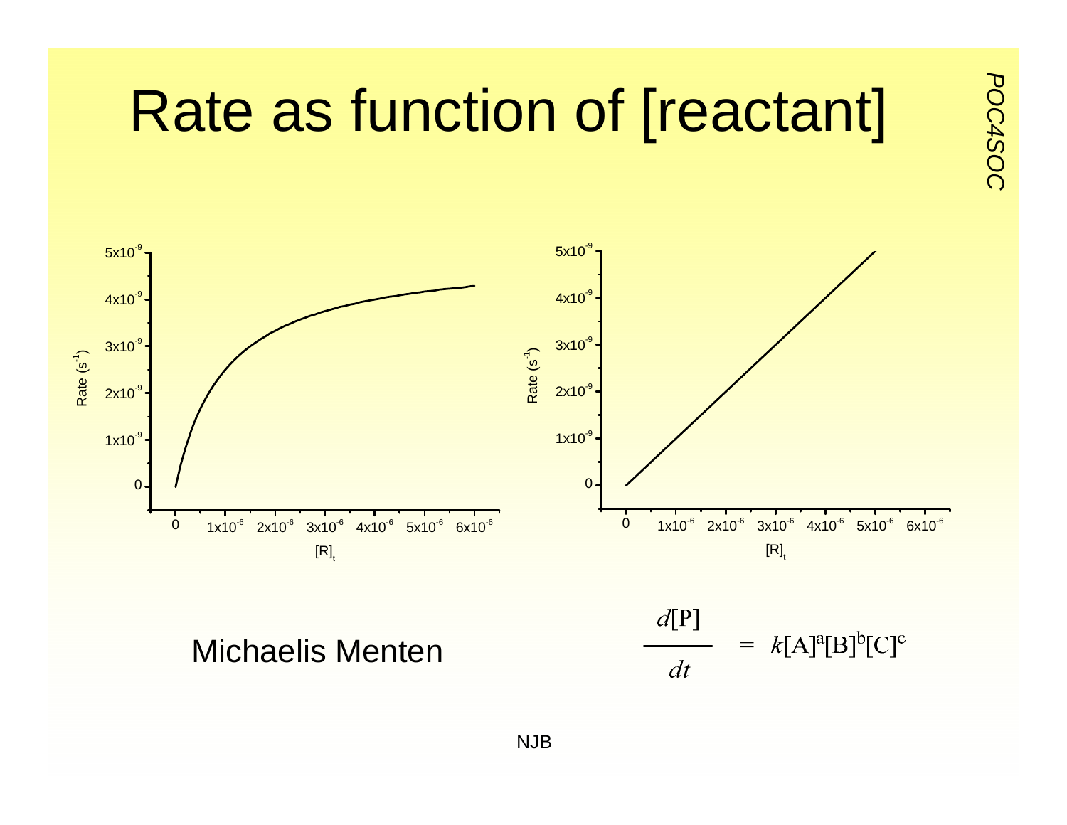# Rate as function of [reactant]

5x10^-9
4x10^-9
3x10^-9
2x10^-9
1x10^-9
0
Rate (s^-1)
0 1x10^-6 2x10^-6 3x10^-6 4x10^-6 5x10^-6 6x10^-6
[R]_t

5x10^-9
4x10^-9
3x10^-9
2x10^-9
1x10^-9
0
Rate (s^-1)
0 1x10^-6 2x10^-6 3x10^-6 4x10^-6 5x10^-6 6x10^-6
[R]_t

Michaelis Menten

$$\frac{d[\mathrm{P}]}{dt} = k[\mathrm{A}]^{a}[\mathrm{B}]^{b}[\mathrm{C}]^{c}$$